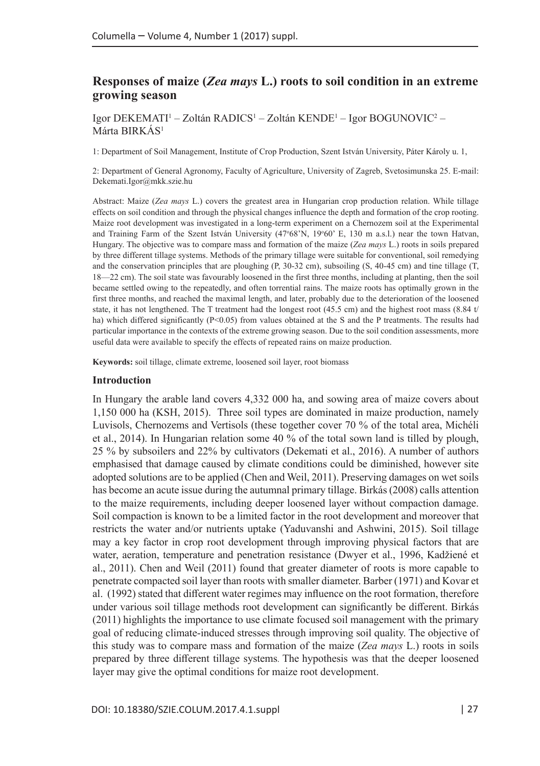# Responses of maize (*Zea mays* L.) roots to soil condition in an extreme growing season

Igor DEKEMATI[1] – Zoltán RADICS[1] – Zoltán KENDE[1] – Igor BOGUNOVIC[2] – Márta BIRKÁS[1]

1: Department of Soil Management, Institute of Crop Production, Szent István University, Páter Károly u. 1,

2: Department of General Agronomy, Faculty of Agriculture, University of Zagreb, Svetosimunska 25. E-mail: Dekemati.Igor@mkk.szie.hu

Abstract: Maize (*Zea mays* L.) covers the greatest area in Hungarian crop production relation. While tillage effects on soil condition and through the physical changes influence the depth and formation of the crop rooting. Maize root development was investigated in a long-term experiment on a Chernozem soil at the Experimental and Training Farm of the Szent István University (47°68'N, 19°60' E, 130 m a.s.l.) near the town Hatvan, Hungary. The objective was to compare mass and formation of the maize (*Zea mays* L.) roots in soils prepared by three different tillage systems. Methods of the primary tillage were suitable for conventional, soil remedying and the conservation principles that are ploughing (P, 30-32 cm), subsoiling (S, 40-45 cm) and tine tillage (T, 18—22 cm). The soil state was favourably loosened in the first three months, including at planting, then the soil became settled owing to the repeatedly, and often torrential rains. The maize roots has optimally grown in the first three months, and reached the maximal length, and later, probably due to the deterioration of the loosened state, it has not lengthened. The T treatment had the longest root (45.5 cm) and the highest root mass (8.84 t/ha) which differed significantly ($P<0.05$) from values obtained at the S and the P treatments. The results had particular importance in the contexts of the extreme growing season. Due to the soil condition assessments, more useful data were available to specify the effects of repeated rains on maize production.

**Keywords:** soil tillage, climate extreme, loosened soil layer, root biomass

## Introduction

In Hungary the arable land covers 4,332 000 ha, and sowing area of maize covers about 1,150 000 ha (KSH, 2015). Three soil types are dominated in maize production, namely Luvisols, Chernozems and Vertisols (these together cover 70 % of the total area, Michéli et al., 2014). In Hungarian relation some 40 % of the total sown land is tilled by plough, 25 % by subsoilers and 22% by cultivators (Dekemati et al., 2016). A number of authors emphasised that damage caused by climate conditions could be diminished, however site adopted solutions are to be applied (Chen and Weil, 2011). Preserving damages on wet soils has become an acute issue during the autumnal primary tillage. Birkás (2008) calls attention to the maize requirements, including deeper loosened layer without compaction damage. Soil compaction is known to be a limited factor in the root development and moreover that restricts the water and/or nutrients uptake (Yaduvanshi and Ashwini, 2015). Soil tillage may a key factor in crop root development through improving physical factors that are water, aeration, temperature and penetration resistance (Dwyer et al., 1996, Kadžiené et al., 2011). Chen and Weil (2011) found that greater diameter of roots is more capable to penetrate compacted soil layer than roots with smaller diameter. Barber (1971) and Kovar et al. (1992) stated that different water regimes may influence on the root formation, therefore under various soil tillage methods root development can significantly be different. Birkás (2011) highlights the importance to use climate focused soil management with the primary goal of reducing climate-induced stresses through improving soil quality. The objective of this study was to compare mass and formation of the maize (*Zea mays* L.) roots in soils prepared by three different tillage systems. The hypothesis was that the deeper loosened layer may give the optimal conditions for maize root development.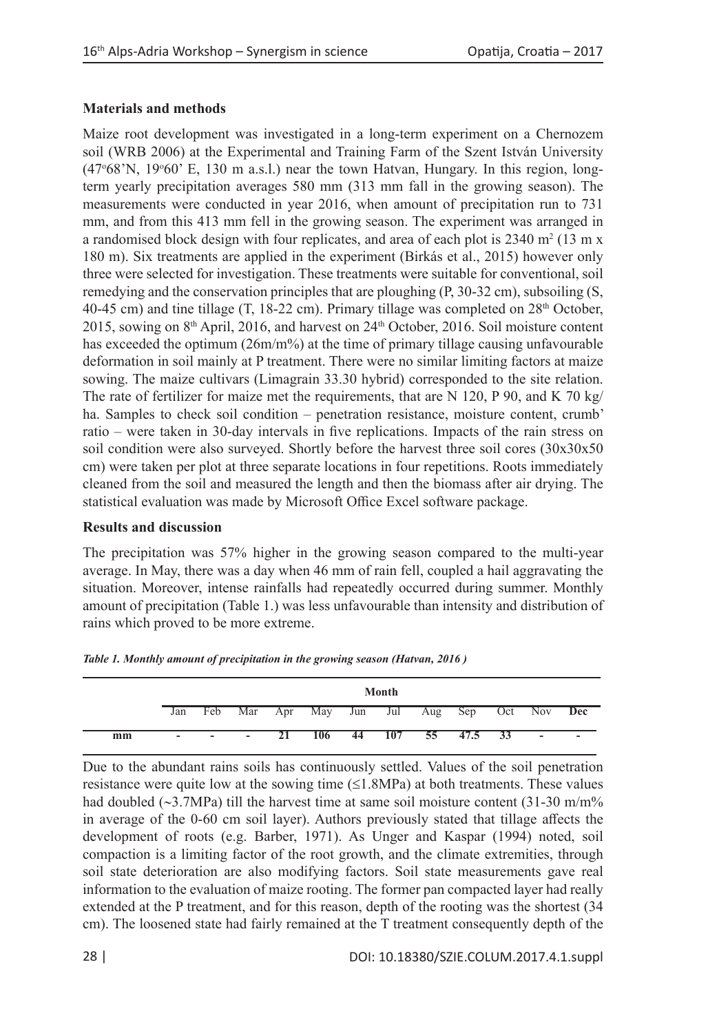## Materials and methods

Maize root development was investigated in a long-term experiment on a Chernozem soil (WRB 2006) at the Experimental and Training Farm of the Szent István University (47°68'N, 19°60' E, 130 m a.s.l.) near the town Hatvan, Hungary. In this region, long-term yearly precipitation averages 580 mm (313 mm fall in the growing season). The measurements were conducted in year 2016, when amount of precipitation run to 731 mm, and from this 413 mm fell in the growing season. The experiment was arranged in a randomised block design with four replicates, and area of each plot is 2340 m$^2$ (13 m x 180 m). Six treatments are applied in the experiment (Birkás et al., 2015) however only three were selected for investigation. These treatments were suitable for conventional, soil remedying and the conservation principles that are ploughing (P, 30-32 cm), subsoiling (S, 40-45 cm) and tine tillage (T, 18-22 cm). Primary tillage was completed on 28$^{th}$ October, 2015, sowing on 8$^{th}$ April, 2016, and harvest on 24$^{th}$ October, 2016. Soil moisture content has exceeded the optimum (26m/m%) at the time of primary tillage causing unfavourable deformation in soil mainly at P treatment. There were no similar limiting factors at maize sowing. The maize cultivars (Limagrain 33.30 hybrid) corresponded to the site relation. The rate of fertilizer for maize met the requirements, that are N 120, P 90, and K 70 kg/ha. Samples to check soil condition – penetration resistance, moisture content, crumb' ratio – were taken in 30-day intervals in five replications. Impacts of the rain stress on soil condition were also surveyed. Shortly before the harvest three soil cores (30x30x50 cm) were taken per plot at three separate locations in four repetitions. Roots immediately cleaned from the soil and measured the length and then the biomass after air drying. The statistical evaluation was made by Microsoft Office Excel software package.

## Results and discussion

The precipitation was 57% higher in the growing season compared to the multi-year average. In May, there was a day when 46 mm of rain fell, coupled a hail aggravating the situation. Moreover, intense rainfalls had repeatedly occurred during summer. Monthly amount of precipitation (Table 1.) was less unfavourable than intensity and distribution of rains which proved to be more extreme.

*Table 1. Monthly amount of precipitation in the growing season (Hatvan, 2016 )*

| | Month | | | | | | | | | | | |
|---|---|---|---|---|---|---|---|---|---|---|---|---|
| | Jan | Feb | Mar | Apr | May | Jun | Jul | Aug | Sep | Oct | Nov | **Dec** |
| **mm** | - | - | - | **21** | **106** | **44** | **107** | **55** | **47.5** | **33** | - | - |

Due to the abundant rains soils has continuously settled. Values of the soil penetration resistance were quite low at the sowing time (≤1.8MPa) at both treatments. These values had doubled (~3.7MPa) till the harvest time at same soil moisture content (31-30 m/m% in average of the 0-60 cm soil layer). Authors previously stated that tillage affects the development of roots (e.g. Barber, 1971). As Unger and Kaspar (1994) noted, soil compaction is a limiting factor of the root growth, and the climate extremities, through soil state deterioration are also modifying factors. Soil state measurements gave real information to the evaluation of maize rooting. The former pan compacted layer had really extended at the P treatment, and for this reason, depth of the rooting was the shortest (34 cm). The loosened state had fairly remained at the T treatment consequently depth of the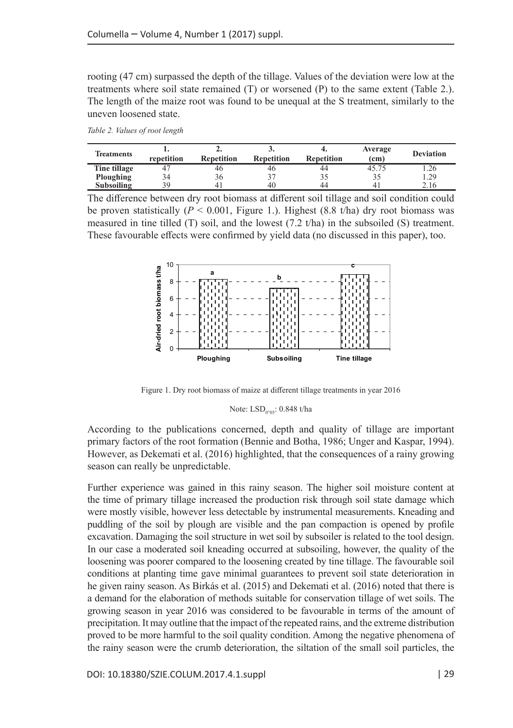rooting (47 cm) surpassed the depth of the tillage. Values of the deviation were low at the treatments where soil state remained (T) or worsened (P) to the same extent (Table 2.). The length of the maize root was found to be unequal at the S treatment, similarly to the uneven loosened state.

*Table 2. Values of root length*

| Treatments | 1. repetition | 2. Repetition | 3. Repetition | 4. Repetition | Average (cm) | Deviation |
|---|---|---|---|---|---|---|
| **Tine tillage** | 47 | 46 | 46 | 44 | 45.75 | 1.26 |
| **Ploughing** | 34 | 36 | 37 | 35 | 35 | 1.29 |
| **Subsoiling** | 39 | 41 | 40 | 44 | 41 | 2.16 |

The difference between dry root biomass at different soil tillage and soil condition could be proven statistically ($P < 0.001$, Figure 1.). Highest (8.8 t/ha) dry root biomass was measured in tine tilled (T) soil, and the lowest (7.2 t/ha) in the subsoiled (S) treatment. These favourable effects were confirmed by yield data (no discussed in this paper), too.

Figure 1. Dry root biomass of maize at different tillage treatments in year 2016

Note: $LSD_{0.05}$: 0.848 t/ha

According to the publications concerned, depth and quality of tillage are important primary factors of the root formation (Bennie and Botha, 1986; Unger and Kaspar, 1994). However, as Dekemati et al. (2016) highlighted, that the consequences of a rainy growing season can really be unpredictable.

Further experience was gained in this rainy season. The higher soil moisture content at the time of primary tillage increased the production risk through soil state damage which were mostly visible, however less detectable by instrumental measurements. Kneading and puddling of the soil by plough are visible and the pan compaction is opened by profile excavation. Damaging the soil structure in wet soil by subsoiler is related to the tool design. In our case a moderated soil kneading occurred at subsoiling, however, the quality of the loosening was poorer compared to the loosening created by tine tillage. The favourable soil conditions at planting time gave minimal guarantees to prevent soil state deterioration in he given rainy season. As Birkás et al. (2015) and Dekemati et al. (2016) noted that there is a demand for the elaboration of methods suitable for conservation tillage of wet soils. The growing season in year 2016 was considered to be favourable in terms of the amount of precipitation. It may outline that the impact of the repeated rains, and the extreme distribution proved to be more harmful to the soil quality condition. Among the negative phenomena of the rainy season were the crumb deterioration, the siltation of the small soil particles, the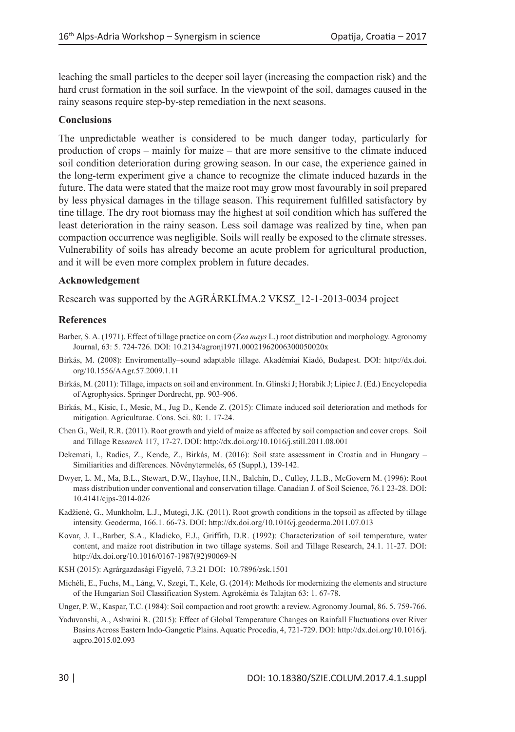leaching the small particles to the deeper soil layer (increasing the compaction risk) and the hard crust formation in the soil surface. In the viewpoint of the soil, damages caused in the rainy seasons require step-by-step remediation in the next seasons.

## Conclusions

The unpredictable weather is considered to be much danger today, particularly for production of crops – mainly for maize – that are more sensitive to the climate induced soil condition deterioration during growing season. In our case, the experience gained in the long-term experiment give a chance to recognize the climate induced hazards in the future. The data were stated that the maize root may grow most favourably in soil prepared by less physical damages in the tillage season. This requirement fulfilled satisfactory by tine tillage. The dry root biomass may the highest at soil condition which has suffered the least deterioration in the rainy season. Less soil damage was realized by tine, when pan compaction occurrence was negligible. Soils will really be exposed to the climate stresses. Vulnerability of soils has already become an acute problem for agricultural production, and it will be even more complex problem in future decades.

## Acknowledgement

Research was supported by the AGRÁRKLÍMA.2 VKSZ_12-1-2013-0034 project

## References

Barber, S. A. (1971). Effect of tillage practice on corn (*Zea mays* L.) root distribution and morphology. Agronomy Journal, 63: 5. 724-726. DOI: 10.2134/agronj1971.00021962006300050020x

Birkás, M. (2008): Enviromentally–sound adaptable tillage. Akadémiai Kiadó, Budapest. DOI: http://dx.doi.org/10.1556/AAgr.57.2009.1.11

Birkás, M. (2011): Tillage, impacts on soil and environment. In. Glinski J; Horabik J; Lipiec J. (Ed.) Encyclopedia of Agrophysics. Springer Dordrecht, pp. 903-906.

Birkás, M., Kisic, I., Mesic, M., Jug D., Kende Z. (2015): Climate induced soil deterioration and methods for mitigation. Agriculturae. Cons. Sci. 80: 1. 17-24.

Chen G., Weil, R.R. (2011). Root growth and yield of maize as affected by soil compaction and cover crops. Soil and Tillage Re*search* 117, 17-27. DOI: http://dx.doi.org/10.1016/j.still.2011.08.001

Dekemati, I., Radics, Z., Kende, Z., Birkás, M. (2016): Soil state assessment in Croatia and in Hungary – Similiarities and differences. Növénytermelés, 65 (Suppl.), 139-142.

Dwyer, L. M., Ma, B.L., Stewart, D.W., Hayhoe, H.N., Balchin, D., Culley, J.L.B., McGovern M. (1996): Root mass distribution under conventional and conservation tillage. Canadian J. of Soil Science, 76.1 23-28. DOI: 10.4141/cjps-2014-026

Kadžienė, G., Munkholm, L.J., Mutegi, J.K. (2011). Root growth conditions in the topsoil as affected by tillage intensity. Geoderma, 166.1. 66-73. DOI: http://dx.doi.org/10.1016/j.geoderma.2011.07.013

Kovar, J. L.,Barber, S.A., Kladicko, E.J., Griffith, D.R. (1992): Characterization of soil temperature, water content, and maize root distribution in two tillage systems. Soil and Tillage Research, 24.1. 11-27. DOI: http://dx.doi.org/10.1016/0167-1987(92)90069-N

KSH (2015): Agrárgazdasági Figyelő, 7.3.21 DOI: 10.7896/zsk.1501

Michéli, E., Fuchs, M., Láng, V., Szegi, T., Kele, G. (2014): Methods for modernizing the elements and structure of the Hungarian Soil Classification System. Agrokémia és Talajtan 63: 1. 67-78.

Unger, P. W., Kaspar, T.C. (1984): Soil compaction and root growth: a review. Agronomy Journal, 86. 5. 759-766.

Yaduvanshi, A., Ashwini R. (2015): Effect of Global Temperature Changes on Rainfall Fluctuations over River Basins Across Eastern Indo-Gangetic Plains. Aquatic Procedia, 4, 721-729. DOI: http://dx.doi.org/10.1016/j.aqpro.2015.02.093